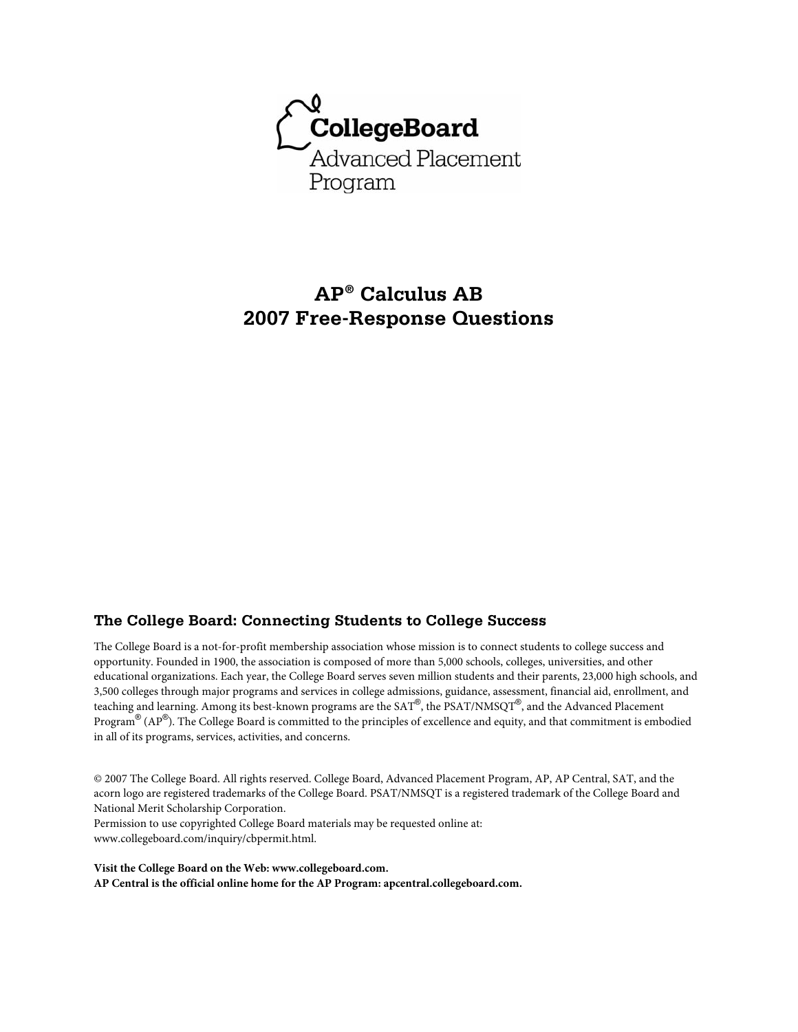CollegeBoard
Advanced Placement Program

# AP® Calculus AB 2007 Free-Response Questions

## The College Board: Connecting Students to College Success

The College Board is a not-for-profit membership association whose mission is to connect students to college success and opportunity. Founded in 1900, the association is composed of more than 5,000 schools, colleges, universities, and other educational organizations. Each year, the College Board serves seven million students and their parents, 23,000 high schools, and 3,500 colleges through major programs and services in college admissions, guidance, assessment, financial aid, enrollment, and teaching and learning. Among its best-known programs are the SAT®, the PSAT/NMSQT®, and the Advanced Placement Program® (AP®). The College Board is committed to the principles of excellence and equity, and that commitment is embodied in all of its programs, services, activities, and concerns.

© 2007 The College Board. All rights reserved. College Board, Advanced Placement Program, AP, AP Central, SAT, and the acorn logo are registered trademarks of the College Board. PSAT/NMSQT is a registered trademark of the College Board and National Merit Scholarship Corporation.
Permission to use copyrighted College Board materials may be requested online at: www.collegeboard.com/inquiry/cbpermit.html.

**Visit the College Board on the Web: www.collegeboard.com.**
**AP Central is the official online home for the AP Program: apcentral.collegeboard.com.**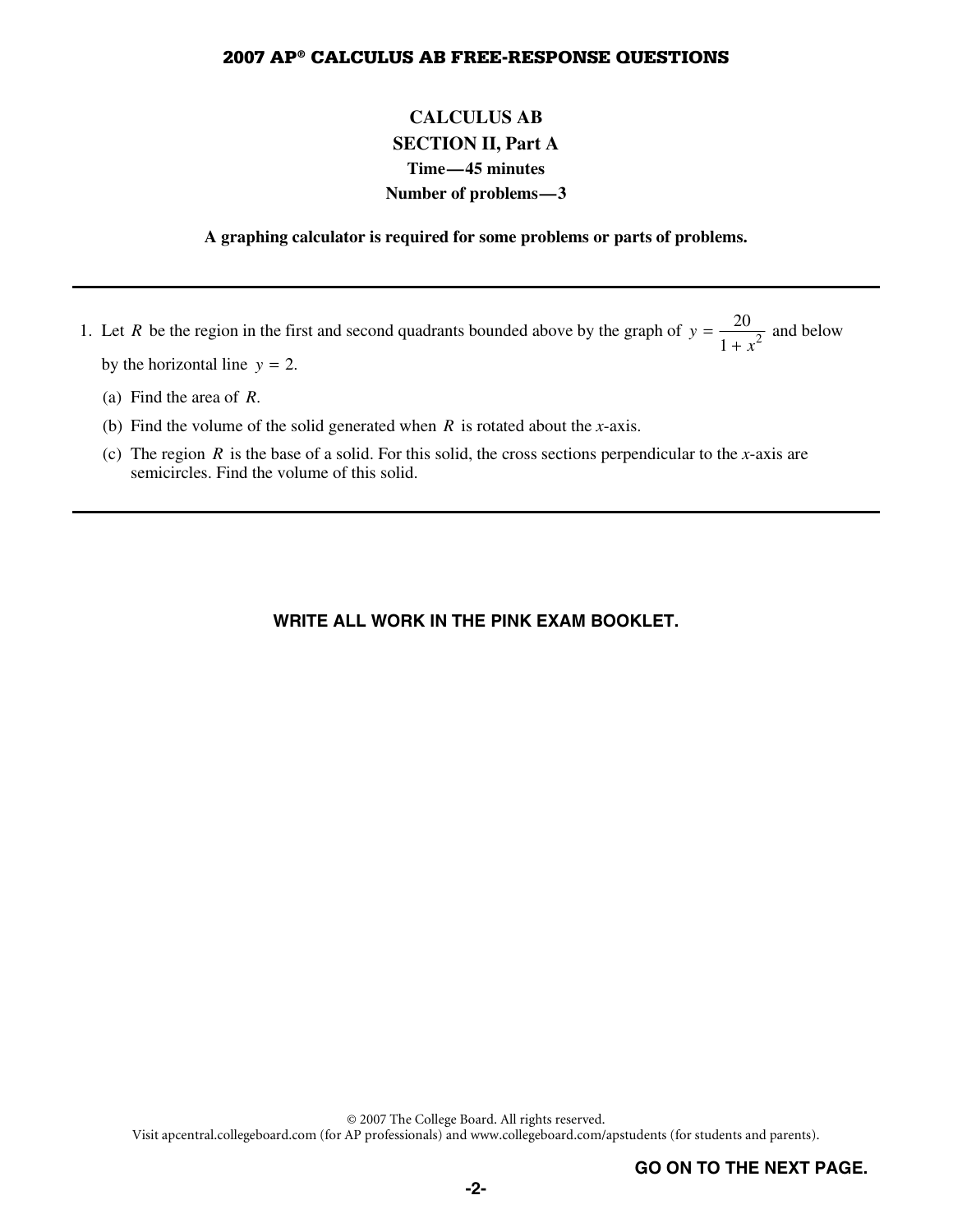# CALCULUS AB
## SECTION II, Part A
**Time — 45 minutes**
**Number of problems — 3**

**A graphing calculator is required for some problems or parts of problems.**

---

1. Let $R$ be the region in the first and second quadrants bounded above by the graph of $y = \dfrac{20}{1 + x^2}$ and below by the horizontal line $y = 2$.

   (a) Find the area of $R$.

   (b) Find the volume of the solid generated when $R$ is rotated about the $x$-axis.

   (c) The region $R$ is the base of a solid. For this solid, the cross sections perpendicular to the $x$-axis are semicircles. Find the volume of this solid.

---

**WRITE ALL WORK IN THE PINK EXAM BOOKLET.**

© 2007 The College Board. All rights reserved.
Visit apcentral.collegeboard.com (for AP professionals) and www.collegeboard.com/apstudents (for students and parents).

**GO ON TO THE NEXT PAGE.**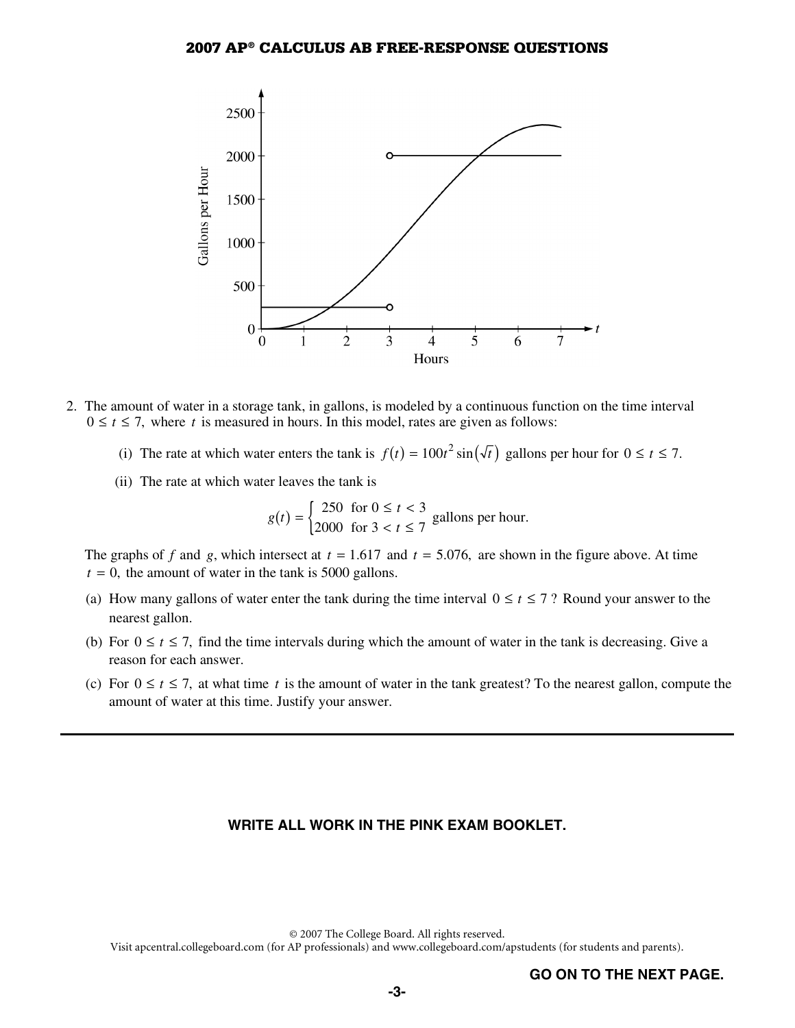2. The amount of water in a storage tank, in gallons, is modeled by a continuous function on the time interval $0 \le t \le 7$, where $t$ is measured in hours. In this model, rates are given as follows:

   (i) The rate at which water enters the tank is $f(t) = 100t^2 \sin(\sqrt{t})$ gallons per hour for $0 \le t \le 7$.

   (ii) The rate at which water leaves the tank is

$$g(t) = \begin{cases} 250 & \text{for } 0 \le t < 3 \\ 2000 & \text{for } 3 < t \le 7 \end{cases} \text{ gallons per hour.}$$

The graphs of $f$ and $g$, which intersect at $t = 1.617$ and $t = 5.076$, are shown in the figure above. At time $t = 0$, the amount of water in the tank is 5000 gallons.

(a) How many gallons of water enter the tank during the time interval $0 \le t \le 7$? Round your answer to the nearest gallon.

(b) For $0 \le t \le 7$, find the time intervals during which the amount of water in the tank is decreasing. Give a reason for each answer.

(c) For $0 \le t \le 7$, at what time $t$ is the amount of water in the tank greatest? To the nearest gallon, compute the amount of water at this time. Justify your answer.

**WRITE ALL WORK IN THE PINK EXAM BOOKLET.**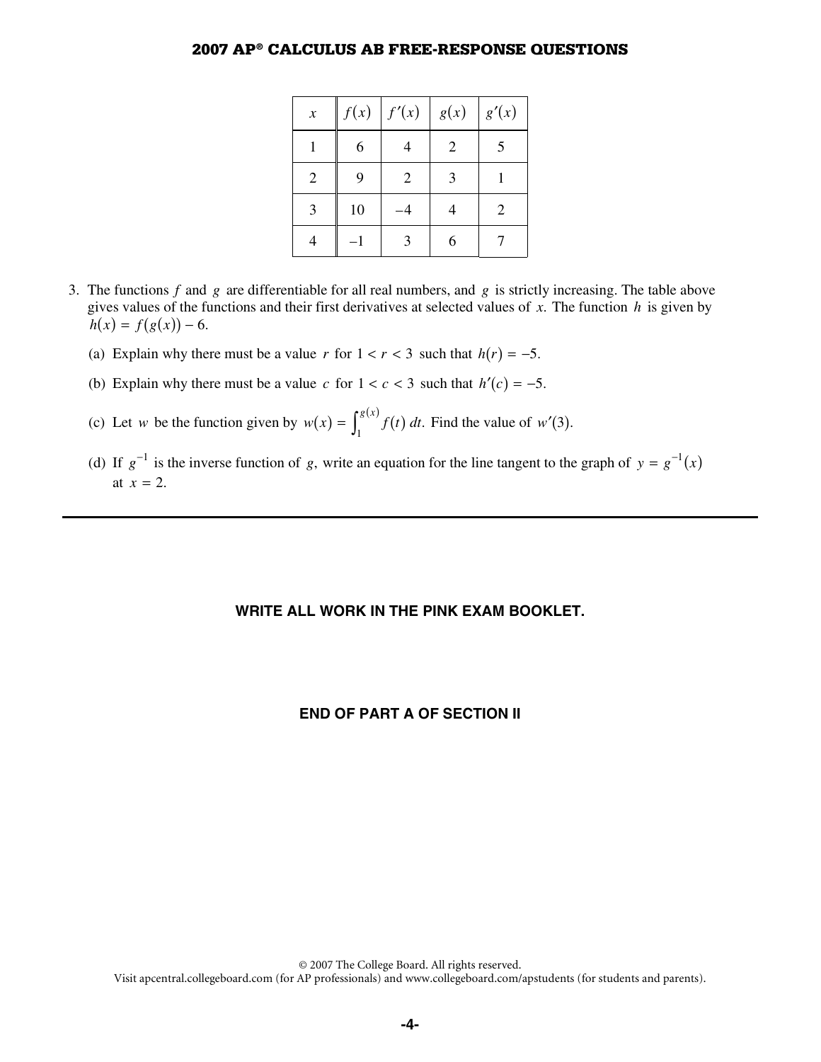| $x$ | $f(x)$ | $f'(x)$ | $g(x)$ | $g'(x)$ |
|---|---|---|---|---|
| 1 | 6 | 4 | 2 | 5 |
| 2 | 9 | 2 | 3 | 1 |
| 3 | 10 | $-4$ | 4 | 2 |
| 4 | $-1$ | 3 | 6 | 7 |

3. The functions $f$ and $g$ are differentiable for all real numbers, and $g$ is strictly increasing. The table above gives values of the functions and their first derivatives at selected values of $x$. The function $h$ is given by $h(x) = f(g(x)) - 6$.

   (a) Explain why there must be a value $r$ for $1 < r < 3$ such that $h(r) = -5$.

   (b) Explain why there must be a value $c$ for $1 < c < 3$ such that $h'(c) = -5$.

   (c) Let $w$ be the function given by $w(x) = \int_1^{g(x)} f(t)\,dt$. Find the value of $w'(3)$.

   (d) If $g^{-1}$ is the inverse function of $g$, write an equation for the line tangent to the graph of $y = g^{-1}(x)$ at $x = 2$.

---

**WRITE ALL WORK IN THE PINK EXAM BOOKLET.**

**END OF PART A OF SECTION II**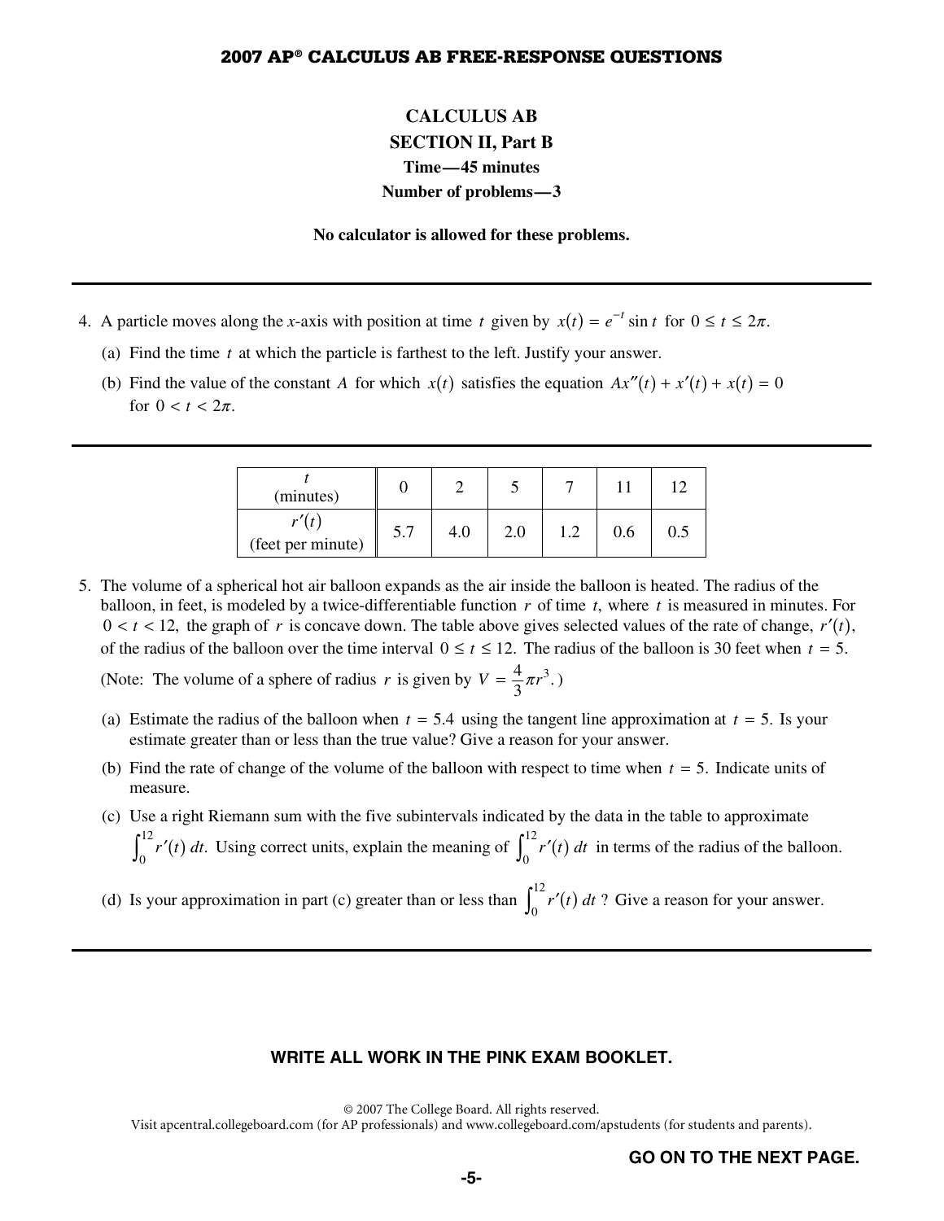**CALCULUS AB**

**SECTION II, Part B**

**Time—45 minutes**

**Number of problems—3**

**No calculator is allowed for these problems.**

---

4. A particle moves along the *x*-axis with position at time $t$ given by $x(t) = e^{-t} \sin t$ for $0 \le t \le 2\pi$.

   (a) Find the time $t$ at which the particle is farthest to the left. Justify your answer.

   (b) Find the value of the constant $A$ for which $x(t)$ satisfies the equation $Ax''(t) + x'(t) + x(t) = 0$ for $0 < t < 2\pi$.

---

| $t$ (minutes) | 0 | 2 | 5 | 7 | 11 | 12 |
|---|---|---|---|---|---|---|
| $r'(t)$ (feet per minute) | 5.7 | 4.0 | 2.0 | 1.2 | 0.6 | 0.5 |

5. The volume of a spherical hot air balloon expands as the air inside the balloon is heated. The radius of the balloon, in feet, is modeled by a twice-differentiable function $r$ of time $t$, where $t$ is measured in minutes. For $0 < t < 12$, the graph of $r$ is concave down. The table above gives selected values of the rate of change, $r'(t)$, of the radius of the balloon over the time interval $0 \le t \le 12$. The radius of the balloon is 30 feet when $t = 5$.

   (Note: The volume of a sphere of radius $r$ is given by $V = \frac{4}{3}\pi r^3$.)

   (a) Estimate the radius of the balloon when $t = 5.4$ using the tangent line approximation at $t = 5$. Is your estimate greater than or less than the true value? Give a reason for your answer.

   (b) Find the rate of change of the volume of the balloon with respect to time when $t = 5$. Indicate units of measure.

   (c) Use a right Riemann sum with the five subintervals indicated by the data in the table to approximate $\int_0^{12} r'(t)\,dt$. Using correct units, explain the meaning of $\int_0^{12} r'(t)\,dt$ in terms of the radius of the balloon.

   (d) Is your approximation in part (c) greater than or less than $\int_0^{12} r'(t)\,dt$? Give a reason for your answer.

---

**WRITE ALL WORK IN THE PINK EXAM BOOKLET.**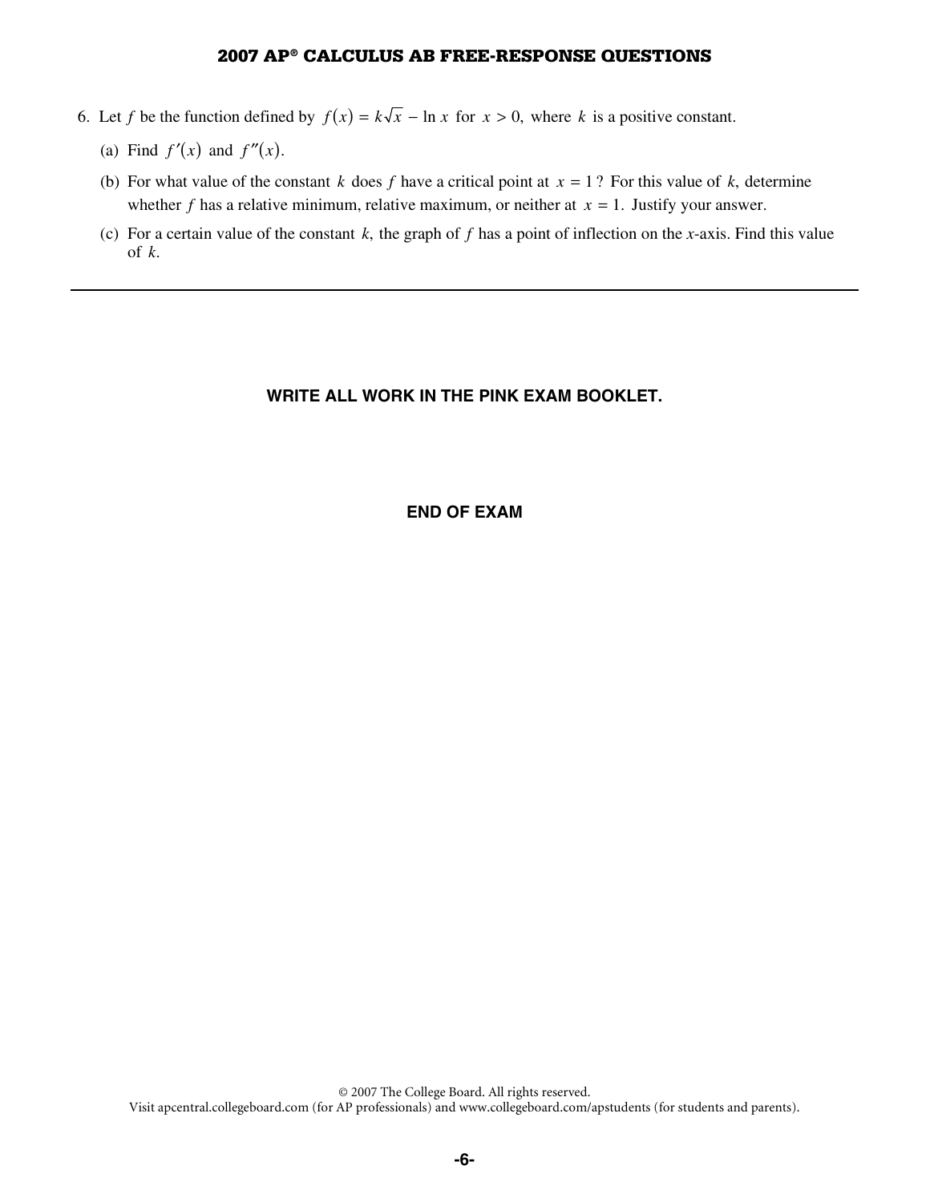6. Let $f$ be the function defined by $f(x) = k\sqrt{x} - \ln x$ for $x > 0$, where $k$ is a positive constant.

   (a) Find $f'(x)$ and $f''(x)$.

   (b) For what value of the constant $k$ does $f$ have a critical point at $x = 1$? For this value of $k$, determine whether $f$ has a relative minimum, relative maximum, or neither at $x = 1$. Justify your answer.

   (c) For a certain value of the constant $k$, the graph of $f$ has a point of inflection on the $x$-axis. Find this value of $k$.

---

**WRITE ALL WORK IN THE PINK EXAM BOOKLET.**

**END OF EXAM**